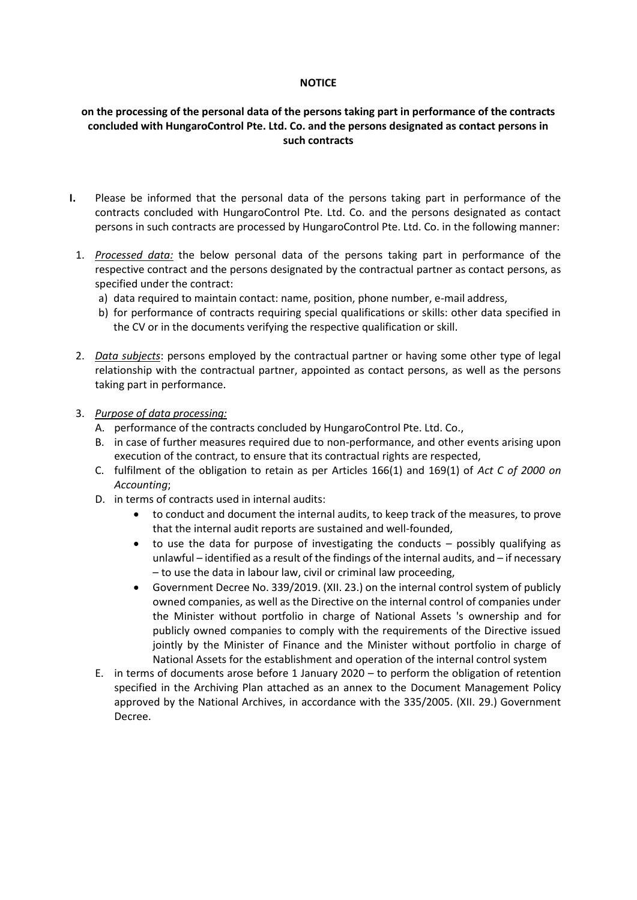**NOTICE**

**on the processing of the personal data of the persons taking part in performance of the contracts concluded with HungaroControl Pte. Ltd. Co. and the persons designated as contact persons in such contracts**

**I.** Please be informed that the personal data of the persons taking part in performance of the contracts concluded with HungaroControl Pte. Ltd. Co. and the persons designated as contact persons in such contracts are processed by HungaroControl Pte. Ltd. Co. in the following manner:

1. *Processed data:* the below personal data of the persons taking part in performance of the respective contract and the persons designated by the contractual partner as contact persons, as specified under the contract:
   a) data required to maintain contact: name, position, phone number, e-mail address,
   b) for performance of contracts requiring special qualifications or skills: other data specified in the CV or in the documents verifying the respective qualification or skill.

2. *Data subjects*: persons employed by the contractual partner or having some other type of legal relationship with the contractual partner, appointed as contact persons, as well as the persons taking part in performance.

3. *Purpose of data processing:*
   A. performance of the contracts concluded by HungaroControl Pte. Ltd. Co.,
   B. in case of further measures required due to non-performance, and other events arising upon execution of the contract, to ensure that its contractual rights are respected,
   C. fulfilment of the obligation to retain as per Articles 166(1) and 169(1) of *Act C of 2000 on Accounting*;
   D. in terms of contracts used in internal audits:
      - to conduct and document the internal audits, to keep track of the measures, to prove that the internal audit reports are sustained and well-founded,
      - to use the data for purpose of investigating the conducts – possibly qualifying as unlawful – identified as a result of the findings of the internal audits, and – if necessary – to use the data in labour law, civil or criminal law proceeding,
      - Government Decree No. 339/2019. (XII. 23.) on the internal control system of publicly owned companies, as well as the Directive on the internal control of companies under the Minister without portfolio in charge of National Assets 's ownership and for publicly owned companies to comply with the requirements of the Directive issued jointly by the Minister of Finance and the Minister without portfolio in charge of National Assets for the establishment and operation of the internal control system
   E. in terms of documents arose before 1 January 2020 – to perform the obligation of retention specified in the Archiving Plan attached as an annex to the Document Management Policy approved by the National Archives, in accordance with the 335/2005. (XII. 29.) Government Decree.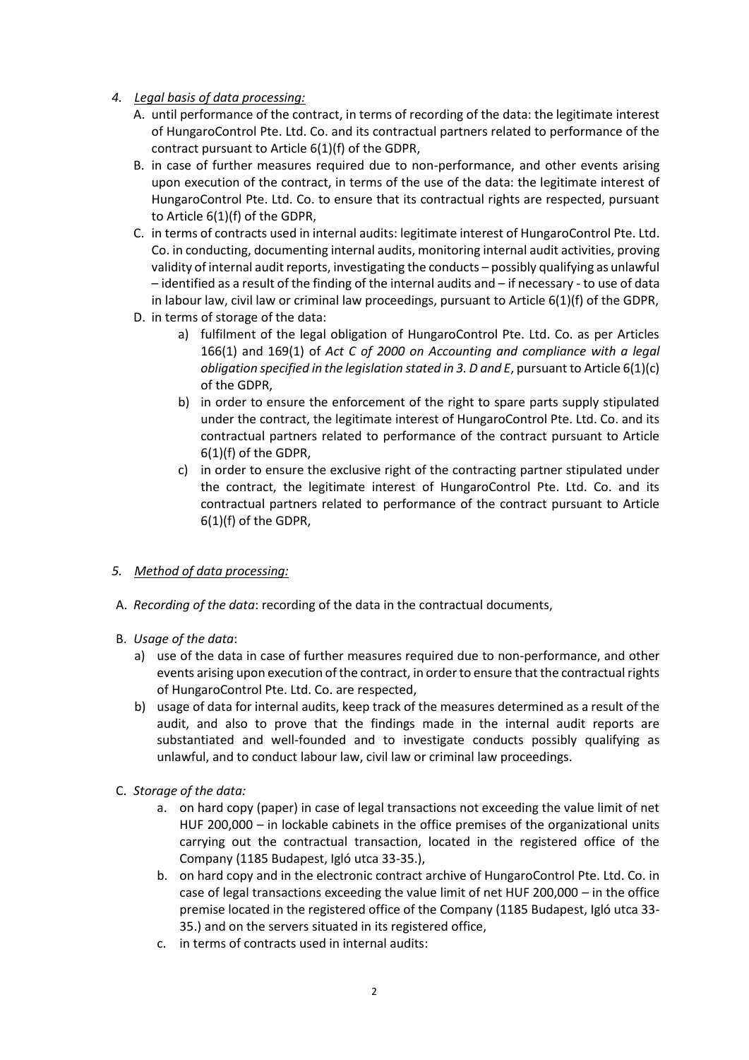4. *Legal basis of data processing:*
   A. until performance of the contract, in terms of recording of the data: the legitimate interest of HungaroControl Pte. Ltd. Co. and its contractual partners related to performance of the contract pursuant to Article 6(1)(f) of the GDPR,
   B. in case of further measures required due to non-performance, and other events arising upon execution of the contract, in terms of the use of the data: the legitimate interest of HungaroControl Pte. Ltd. Co. to ensure that its contractual rights are respected, pursuant to Article 6(1)(f) of the GDPR,
   C. in terms of contracts used in internal audits: legitimate interest of HungaroControl Pte. Ltd. Co. in conducting, documenting internal audits, monitoring internal audit activities, proving validity of internal audit reports, investigating the conducts – possibly qualifying as unlawful – identified as a result of the finding of the internal audits and – if necessary - to use of data in labour law, civil law or criminal law proceedings, pursuant to Article 6(1)(f) of the GDPR,
   D. in terms of storage of the data:
      a) fulfilment of the legal obligation of HungaroControl Pte. Ltd. Co. as per Articles 166(1) and 169(1) of *Act C of 2000 on Accounting and compliance with a legal obligation specified in the legislation stated in 3. D and E*, pursuant to Article 6(1)(c) of the GDPR,
      b) in order to ensure the enforcement of the right to spare parts supply stipulated under the contract, the legitimate interest of HungaroControl Pte. Ltd. Co. and its contractual partners related to performance of the contract pursuant to Article 6(1)(f) of the GDPR,
      c) in order to ensure the exclusive right of the contracting partner stipulated under the contract, the legitimate interest of HungaroControl Pte. Ltd. Co. and its contractual partners related to performance of the contract pursuant to Article 6(1)(f) of the GDPR,

5. *Method of data processing:*

A. *Recording of the data*: recording of the data in the contractual documents,

B. *Usage of the data*:
   a) use of the data in case of further measures required due to non-performance, and other events arising upon execution of the contract, in order to ensure that the contractual rights of HungaroControl Pte. Ltd. Co. are respected,
   b) usage of data for internal audits, keep track of the measures determined as a result of the audit, and also to prove that the findings made in the internal audit reports are substantiated and well-founded and to investigate conducts possibly qualifying as unlawful, and to conduct labour law, civil law or criminal law proceedings.

C. *Storage of the data:*
   a. on hard copy (paper) in case of legal transactions not exceeding the value limit of net HUF 200,000 – in lockable cabinets in the office premises of the organizational units carrying out the contractual transaction, located in the registered office of the Company (1185 Budapest, Igló utca 33-35.),
   b. on hard copy and in the electronic contract archive of HungaroControl Pte. Ltd. Co. in case of legal transactions exceeding the value limit of net HUF 200,000 – in the office premise located in the registered office of the Company (1185 Budapest, Igló utca 33-35.) and on the servers situated in its registered office,
   c. in terms of contracts used in internal audits: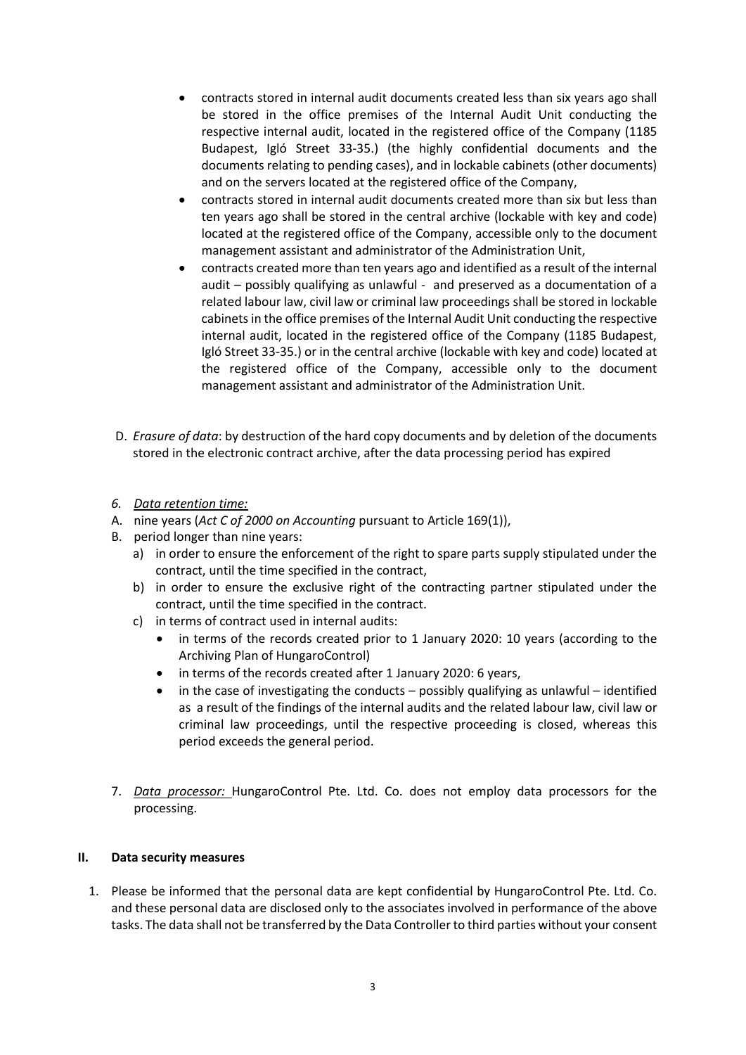- contracts stored in internal audit documents created less than six years ago shall be stored in the office premises of the Internal Audit Unit conducting the respective internal audit, located in the registered office of the Company (1185 Budapest, Igló Street 33-35.) (the highly confidential documents and the documents relating to pending cases), and in lockable cabinets (other documents) and on the servers located at the registered office of the Company,
- contracts stored in internal audit documents created more than six but less than ten years ago shall be stored in the central archive (lockable with key and code) located at the registered office of the Company, accessible only to the document management assistant and administrator of the Administration Unit,
- contracts created more than ten years ago and identified as a result of the internal audit – possibly qualifying as unlawful - and preserved as a documentation of a related labour law, civil law or criminal law proceedings shall be stored in lockable cabinets in the office premises of the Internal Audit Unit conducting the respective internal audit, located in the registered office of the Company (1185 Budapest, Igló Street 33-35.) or in the central archive (lockable with key and code) located at the registered office of the Company, accessible only to the document management assistant and administrator of the Administration Unit.

D. *Erasure of data*: by destruction of the hard copy documents and by deletion of the documents stored in the electronic contract archive, after the data processing period has expired

6. *Data retention time:*

A. nine years (*Act C of 2000 on Accounting* pursuant to Article 169(1)),

B. period longer than nine years:
   a) in order to ensure the enforcement of the right to spare parts supply stipulated under the contract, until the time specified in the contract,
   b) in order to ensure the exclusive right of the contracting partner stipulated under the contract, until the time specified in the contract.
   c) in terms of contract used in internal audits:
      - in terms of the records created prior to 1 January 2020: 10 years (according to the Archiving Plan of HungaroControl)
      - in terms of the records created after 1 January 2020: 6 years,
      - in the case of investigating the conducts – possibly qualifying as unlawful – identified as a result of the findings of the internal audits and the related labour law, civil law or criminal law proceedings, until the respective proceeding is closed, whereas this period exceeds the general period.

7. *Data processor:* HungaroControl Pte. Ltd. Co. does not employ data processors for the processing.

## II. Data security measures

1. Please be informed that the personal data are kept confidential by HungaroControl Pte. Ltd. Co. and these personal data are disclosed only to the associates involved in performance of the above tasks. The data shall not be transferred by the Data Controller to third parties without your consent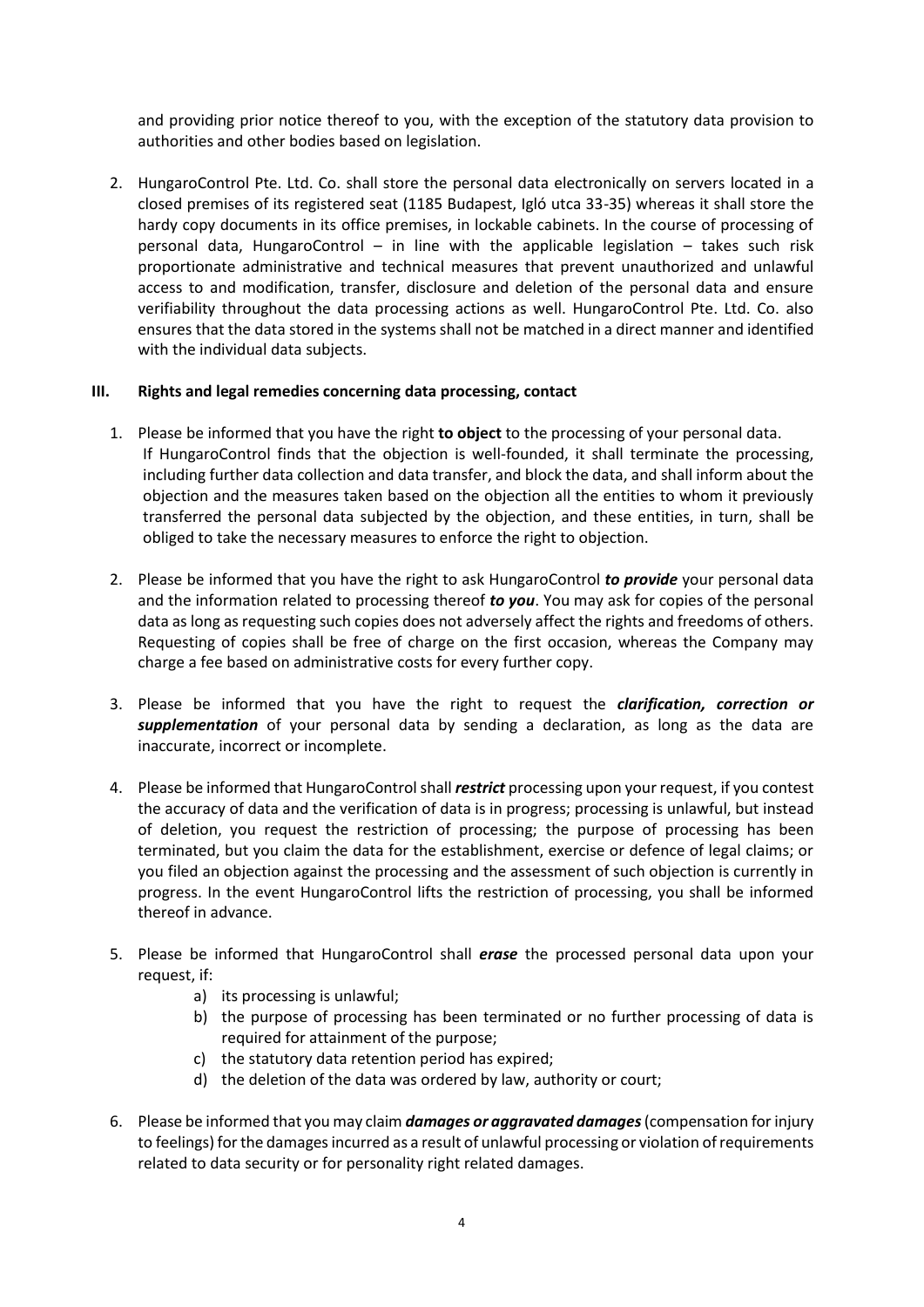and providing prior notice thereof to you, with the exception of the statutory data provision to authorities and other bodies based on legislation.

2. HungaroControl Pte. Ltd. Co. shall store the personal data electronically on servers located in a closed premises of its registered seat (1185 Budapest, Igló utca 33-35) whereas it shall store the hardy copy documents in its office premises, in lockable cabinets. In the course of processing of personal data, HungaroControl – in line with the applicable legislation – takes such risk proportionate administrative and technical measures that prevent unauthorized and unlawful access to and modification, transfer, disclosure and deletion of the personal data and ensure verifiability throughout the data processing actions as well. HungaroControl Pte. Ltd. Co. also ensures that the data stored in the systems shall not be matched in a direct manner and identified with the individual data subjects.

## III. Rights and legal remedies concerning data processing, contact

1. Please be informed that you have the right **to object** to the processing of your personal data. If HungaroControl finds that the objection is well-founded, it shall terminate the processing, including further data collection and data transfer, and block the data, and shall inform about the objection and the measures taken based on the objection all the entities to whom it previously transferred the personal data subjected by the objection, and these entities, in turn, shall be obliged to take the necessary measures to enforce the right to objection.

2. Please be informed that you have the right to ask HungaroControl ***to provide*** your personal data and the information related to processing thereof ***to you***. You may ask for copies of the personal data as long as requesting such copies does not adversely affect the rights and freedoms of others. Requesting of copies shall be free of charge on the first occasion, whereas the Company may charge a fee based on administrative costs for every further copy.

3. Please be informed that you have the right to request the ***clarification, correction or supplementation*** of your personal data by sending a declaration, as long as the data are inaccurate, incorrect or incomplete.

4. Please be informed that HungaroControl shall ***restrict*** processing upon your request, if you contest the accuracy of data and the verification of data is in progress; processing is unlawful, but instead of deletion, you request the restriction of processing; the purpose of processing has been terminated, but you claim the data for the establishment, exercise or defence of legal claims; or you filed an objection against the processing and the assessment of such objection is currently in progress. In the event HungaroControl lifts the restriction of processing, you shall be informed thereof in advance.

5. Please be informed that HungaroControl shall ***erase*** the processed personal data upon your request, if:
   a) its processing is unlawful;
   b) the purpose of processing has been terminated or no further processing of data is required for attainment of the purpose;
   c) the statutory data retention period has expired;
   d) the deletion of the data was ordered by law, authority or court;

6. Please be informed that you may claim ***damages or aggravated damages*** (compensation for injury to feelings) for the damages incurred as a result of unlawful processing or violation of requirements related to data security or for personality right related damages.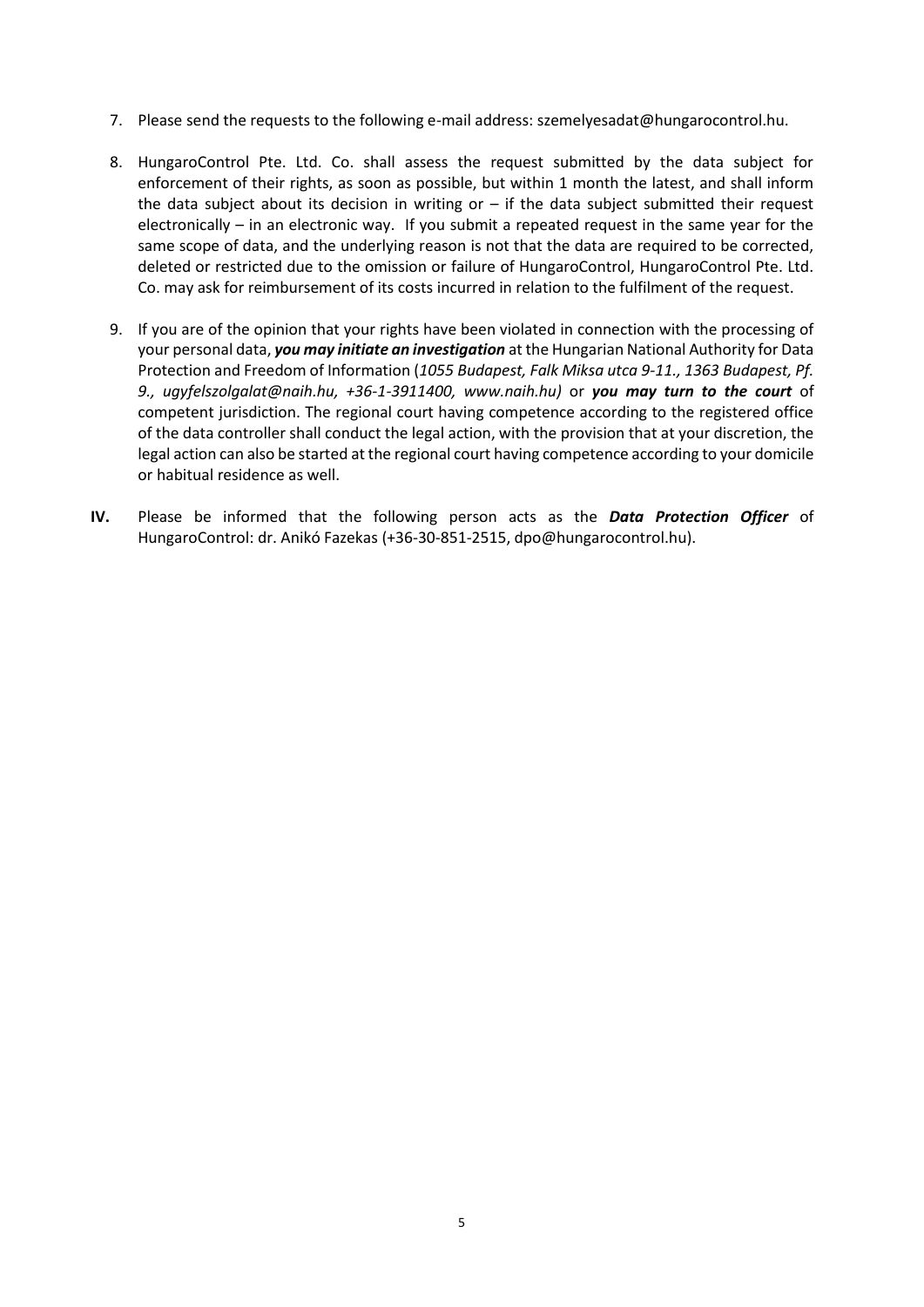7. Please send the requests to the following e-mail address: szemelyesadat@hungarocontrol.hu.

8. HungaroControl Pte. Ltd. Co. shall assess the request submitted by the data subject for enforcement of their rights, as soon as possible, but within 1 month the latest, and shall inform the data subject about its decision in writing or – if the data subject submitted their request electronically – in an electronic way. If you submit a repeated request in the same year for the same scope of data, and the underlying reason is not that the data are required to be corrected, deleted or restricted due to the omission or failure of HungaroControl, HungaroControl Pte. Ltd. Co. may ask for reimbursement of its costs incurred in relation to the fulfilment of the request.

9. If you are of the opinion that your rights have been violated in connection with the processing of your personal data, ***you may initiate an investigation*** at the Hungarian National Authority for Data Protection and Freedom of Information (*1055 Budapest, Falk Miksa utca 9-11., 1363 Budapest, Pf. 9., ugyfelszolgalat@naih.hu, +36-1-3911400, www.naih.hu)* or ***you may turn to the court*** of competent jurisdiction. The regional court having competence according to the registered office of the data controller shall conduct the legal action, with the provision that at your discretion, the legal action can also be started at the regional court having competence according to your domicile or habitual residence as well.

**IV.** Please be informed that the following person acts as the ***Data Protection Officer*** of HungaroControl: dr. Anikó Fazekas (+36-30-851-2515, dpo@hungarocontrol.hu).